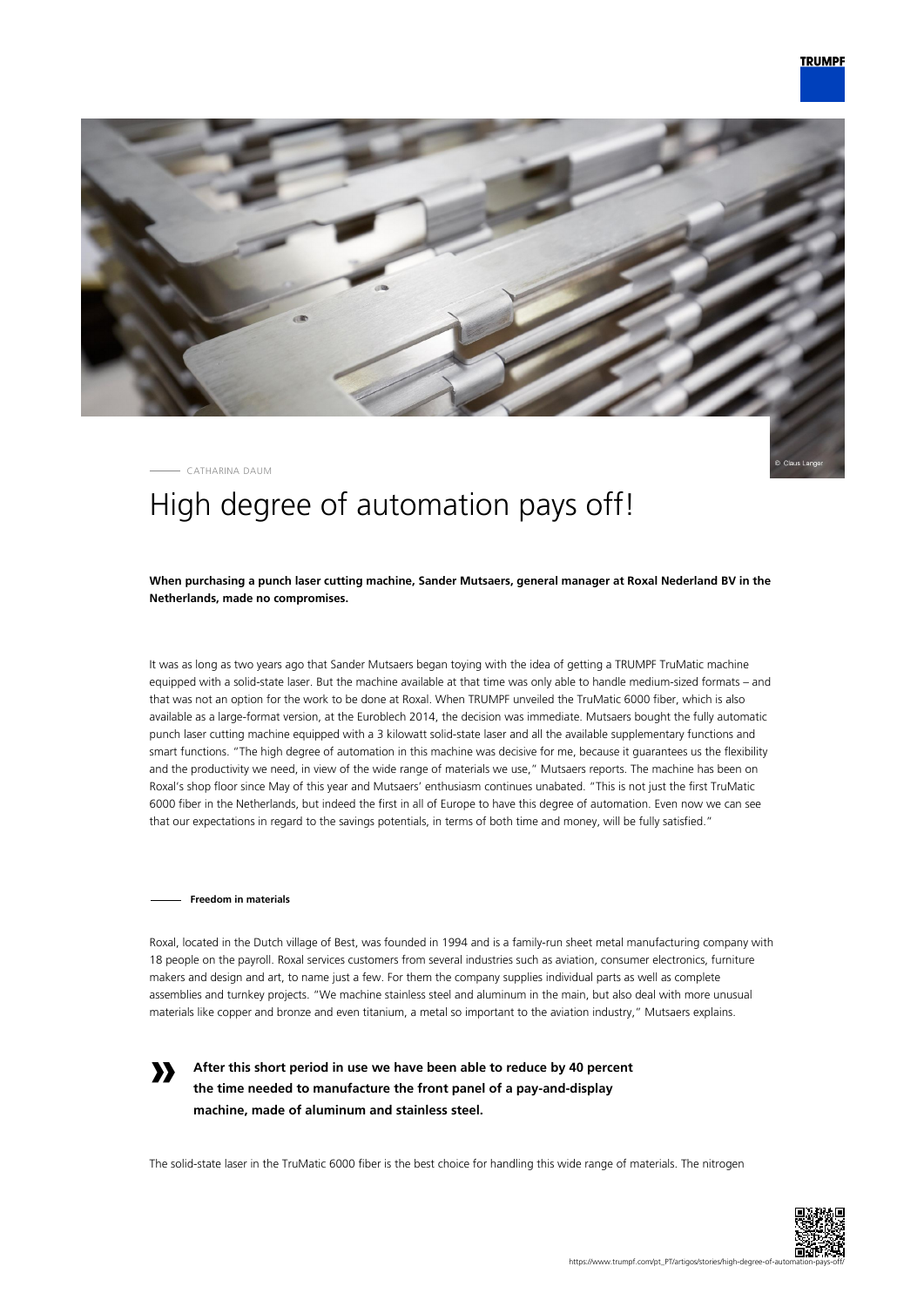CATHARINA DAUM

# High degree of automation pays off!

**When purchasing a punch laser cutting machine, Sander Mutsaers, general manager at Roxal Nederland BV in the Netherlands, made no compromises.**

It was as long as two years ago that Sander Mutsaers began toying with the idea of getting a TRUMPF TruMatic machine equipped with a solid-state laser. But the machine available at that time was only able to handle medium-sized formats – and that was not an option for the work to be done at Roxal. When TRUMPF unveiled the TruMatic 6000 fiber, which is also available as a large-format version, at the Euroblech 2014, the decision was immediate. Mutsaers bought the fully automatic punch laser cutting machine equipped with a 3 kilowatt solid-state laser and all the available supplementary functions and smart functions. "The high degree of automation in this machine was decisive for me, because it guarantees us the flexibility and the productivity we need, in view of the wide range of materials we use," Mutsaers reports. The machine has been on Roxal's shop floor since May of this year and Mutsaers' enthusiasm continues unabated. "This is not just the first TruMatic 6000 fiber in the Netherlands, but indeed the first in all of Europe to have this degree of automation. Even now we can see that our expectations in regard to the savings potentials, in terms of both time and money, will be fully satisfied."

### Freedom in materials

Roxal, located in the Dutch village of Best, was founded in 1994 and is a family-run sheet metal manufacturing company with 18 people on the payroll. Roxal services customers from several industries such as aviation, consumer electronics, furniture makers and design and art, to name just a few. For them the company supplies individual parts as well as complete assemblies and turnkey projects. "We machine stainless steel and aluminum in the main, but also deal with more unusual materials like copper and bronze and even titanium, a metal so important to the aviation industry," Mutsaers explains.

> **After this short period in use we have been able to reduce by 40 percent the time needed to manufacture the front panel of a pay-and-display machine, made of aluminum and stainless steel.**

The solid-state laser in the TruMatic 6000 fiber is the best choice for handling this wide range of materials. The nitrogen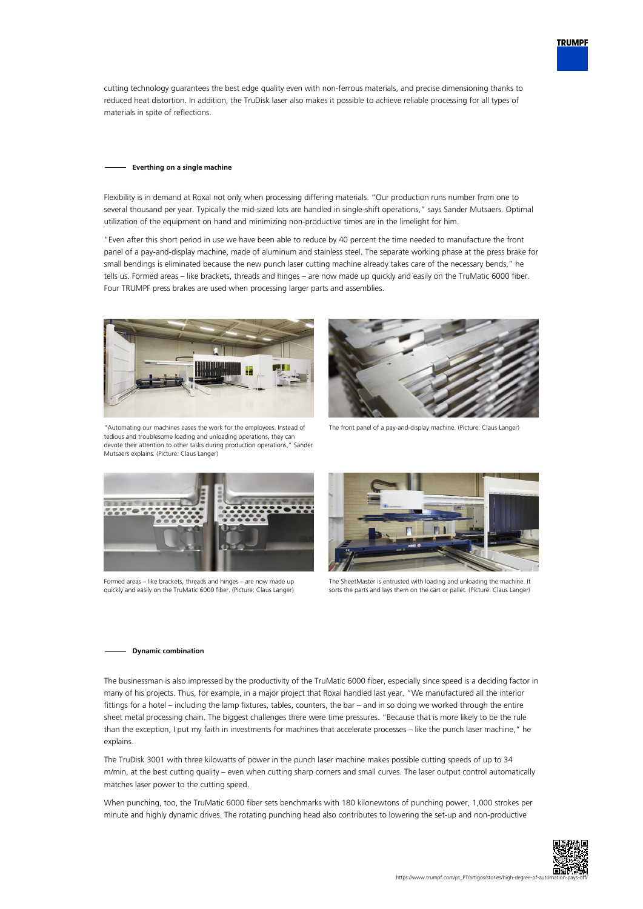cutting technology guarantees the best edge quality even with non-ferrous materials, and precise dimensioning thanks to reduced heat distortion. In addition, the TruDisk laser also makes it possible to achieve reliable processing for all types of materials in spite of reflections.

## Everthing on a single machine

Flexibility is in demand at Roxal not only when processing differing materials. "Our production runs number from one to several thousand per year. Typically the mid-sized lots are handled in single-shift operations," says Sander Mutsaers. Optimal utilization of the equipment on hand and minimizing non-productive times are in the limelight for him.

"Even after this short period in use we have been able to reduce by 40 percent the time needed to manufacture the front panel of a pay-and-display machine, made of aluminum and stainless steel. The separate working phase at the press brake for small bendings is eliminated because the new punch laser cutting machine already takes care of the necessary bends," he tells us. Formed areas – like brackets, threads and hinges – are now made up quickly and easily on the TruMatic 6000 fiber. Four TRUMPF press brakes are used when processing larger parts and assemblies.

"Automating our machines eases the work for the employees. Instead of tedious and troublesome loading and unloading operations, they can devote their attention to other tasks during production operations," Sander Mutsaers explains. (Picture: Claus Langer)

The front panel of a pay-and-display machine. (Picture: Claus Langer)

Formed areas – like brackets, threads and hinges – are now made up quickly and easily on the TruMatic 6000 fiber. (Picture: Claus Langer)

The SheetMaster is entrusted with loading and unloading the machine. It sorts the parts and lays them on the cart or pallet. (Picture: Claus Langer)

## Dynamic combination

The businessman is also impressed by the productivity of the TruMatic 6000 fiber, especially since speed is a deciding factor in many of his projects. Thus, for example, in a major project that Roxal handled last year. "We manufactured all the interior fittings for a hotel – including the lamp fixtures, tables, counters, the bar – and in so doing we worked through the entire sheet metal processing chain. The biggest challenges there were time pressures. "Because that is more likely to be the rule than the exception, I put my faith in investments for machines that accelerate processes – like the punch laser machine," he explains.

The TruDisk 3001 with three kilowatts of power in the punch laser machine makes possible cutting speeds of up to 34 m/min, at the best cutting quality – even when cutting sharp corners and small curves. The laser output control automatically matches laser power to the cutting speed.

When punching, too, the TruMatic 6000 fiber sets benchmarks with 180 kilonewtons of punching power, 1,000 strokes per minute and highly dynamic drives. The rotating punching head also contributes to lowering the set-up and non-productive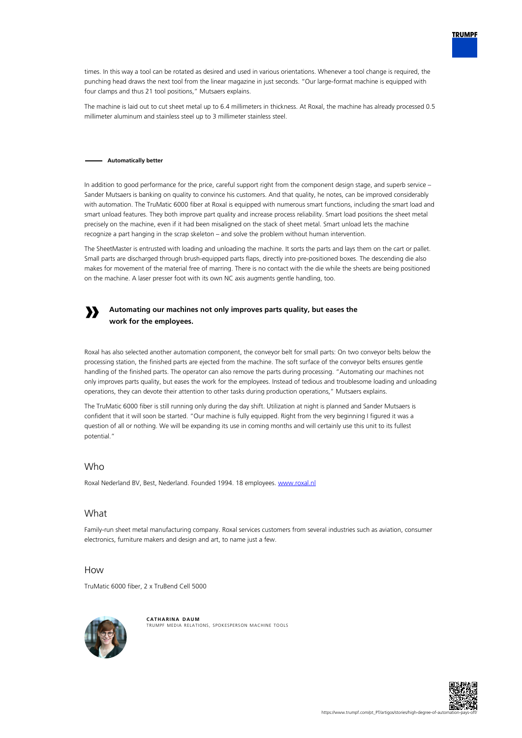times. In this way a tool can be rotated as desired and used in various orientations. Whenever a tool change is required, the punching head draws the next tool from the linear magazine in just seconds. "Our large-format machine is equipped with four clamps and thus 21 tool positions," Mutsaers explains.

The machine is laid out to cut sheet metal up to 6.4 millimeters in thickness. At Roxal, the machine has already processed 0.5 millimeter aluminum and stainless steel up to 3 millimeter stainless steel.

### Automatically better

In addition to good performance for the price, careful support right from the component design stage, and superb service – Sander Mutsaers is banking on quality to convince his customers. And that quality, he notes, can be improved considerably with automation. The TruMatic 6000 fiber at Roxal is equipped with numerous smart functions, including the smart load and smart unload features. They both improve part quality and increase process reliability. Smart load positions the sheet metal precisely on the machine, even if it had been misaligned on the stack of sheet metal. Smart unload lets the machine recognize a part hanging in the scrap skeleton – and solve the problem without human intervention.

The SheetMaster is entrusted with loading and unloading the machine. It sorts the parts and lays them on the cart or pallet. Small parts are discharged through brush-equipped parts flaps, directly into pre-positioned boxes. The descending die also makes for movement of the material free of marring. There is no contact with the die while the sheets are being positioned on the machine. A laser presser foot with its own NC axis augments gentle handling, too.

> **Automating our machines not only improves parts quality, but eases the work for the employees.**

Roxal has also selected another automation component, the conveyor belt for small parts: On two conveyor belts below the processing station, the finished parts are ejected from the machine. The soft surface of the conveyor belts ensures gentle handling of the finished parts. The operator can also remove the parts during processing. "Automating our machines not only improves parts quality, but eases the work for the employees. Instead of tedious and troublesome loading and unloading operations, they can devote their attention to other tasks during production operations," Mutsaers explains.

The TruMatic 6000 fiber is still running only during the day shift. Utilization at night is planned and Sander Mutsaers is confident that it will soon be started. "Our machine is fully equipped. Right from the very beginning I figured it was a question of all or nothing. We will be expanding its use in coming months and will certainly use this unit to its fullest potential."

## Who

Roxal Nederland BV, Best, Nederland. Founded 1994. 18 employees. www.roxal.nl

## What

Family-run sheet metal manufacturing company. Roxal services customers from several industries such as aviation, consumer electronics, furniture makers and design and art, to name just a few.

## How

TruMatic 6000 fiber, 2 x TruBend Cell 5000

**CATHARINA DAUM**
TRUMPF MEDIA RELATIONS, SPOKESPERSON MACHINE TOOLS

https://www.trumpf.com/pt_PT/artigos/stories/high-degree-of-automation-pays-off/